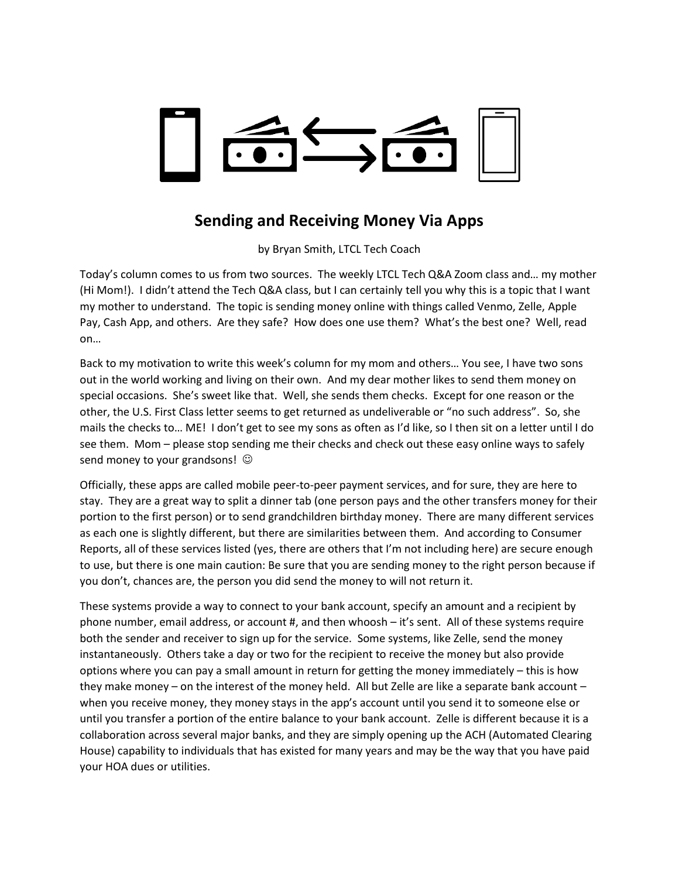# Sending and Receiving Money Via Apps

by Bryan Smith, LTCL Tech Coach

Today's column comes to us from two sources. The weekly LTCL Tech Q&A Zoom class and… my mother (Hi Mom!). I didn't attend the Tech Q&A class, but I can certainly tell you why this is a topic that I want my mother to understand. The topic is sending money online with things called Venmo, Zelle, Apple Pay, Cash App, and others. Are they safe? How does one use them? What's the best one? Well, read on…

Back to my motivation to write this week's column for my mom and others… You see, I have two sons out in the world working and living on their own. And my dear mother likes to send them money on special occasions. She's sweet like that. Well, she sends them checks. Except for one reason or the other, the U.S. First Class letter seems to get returned as undeliverable or "no such address". So, she mails the checks to… ME! I don't get to see my sons as often as I'd like, so I then sit on a letter until I do see them. Mom – please stop sending me their checks and check out these easy online ways to safely send money to your grandsons! ☺

Officially, these apps are called mobile peer-to-peer payment services, and for sure, they are here to stay. They are a great way to split a dinner tab (one person pays and the other transfers money for their portion to the first person) or to send grandchildren birthday money. There are many different services as each one is slightly different, but there are similarities between them. And according to Consumer Reports, all of these services listed (yes, there are others that I'm not including here) are secure enough to use, but there is one main caution: Be sure that you are sending money to the right person because if you don't, chances are, the person you did send the money to will not return it.

These systems provide a way to connect to your bank account, specify an amount and a recipient by phone number, email address, or account #, and then whoosh – it's sent. All of these systems require both the sender and receiver to sign up for the service. Some systems, like Zelle, send the money instantaneously. Others take a day or two for the recipient to receive the money but also provide options where you can pay a small amount in return for getting the money immediately – this is how they make money – on the interest of the money held. All but Zelle are like a separate bank account – when you receive money, they money stays in the app's account until you send it to someone else or until you transfer a portion of the entire balance to your bank account. Zelle is different because it is a collaboration across several major banks, and they are simply opening up the ACH (Automated Clearing House) capability to individuals that has existed for many years and may be the way that you have paid your HOA dues or utilities.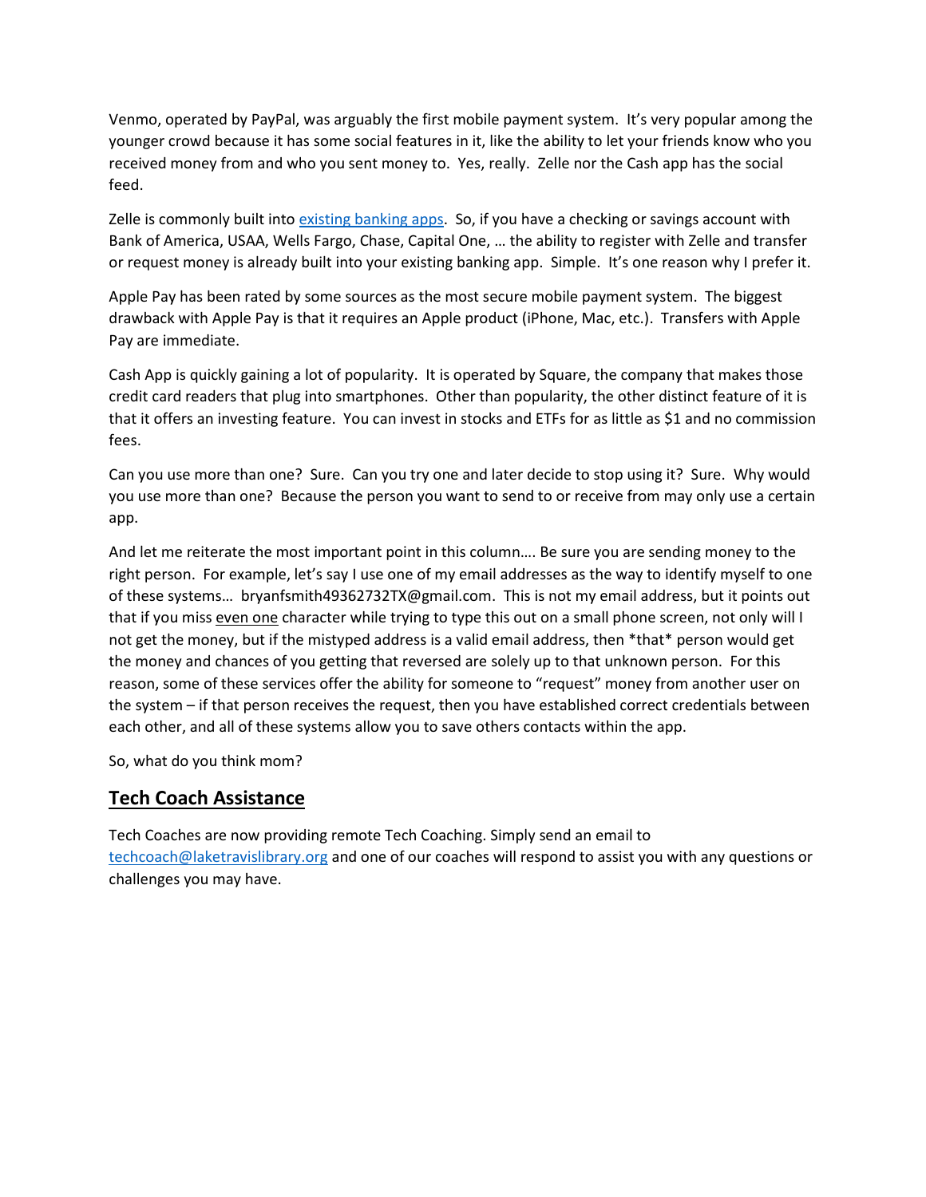Venmo, operated by PayPal, was arguably the first mobile payment system. It's very popular among the younger crowd because it has some social features in it, like the ability to let your friends know who you received money from and who you sent money to. Yes, really. Zelle nor the Cash app has the social feed.

Zelle is commonly built into existing banking apps. So, if you have a checking or savings account with Bank of America, USAA, Wells Fargo, Chase, Capital One, … the ability to register with Zelle and transfer or request money is already built into your existing banking app. Simple. It's one reason why I prefer it.

Apple Pay has been rated by some sources as the most secure mobile payment system. The biggest drawback with Apple Pay is that it requires an Apple product (iPhone, Mac, etc.). Transfers with Apple Pay are immediate.

Cash App is quickly gaining a lot of popularity. It is operated by Square, the company that makes those credit card readers that plug into smartphones. Other than popularity, the other distinct feature of it is that it offers an investing feature. You can invest in stocks and ETFs for as little as $1 and no commission fees.

Can you use more than one? Sure. Can you try one and later decide to stop using it? Sure. Why would you use more than one? Because the person you want to send to or receive from may only use a certain app.

And let me reiterate the most important point in this column…. Be sure you are sending money to the right person. For example, let's say I use one of my email addresses as the way to identify myself to one of these systems… bryanfsmith49362732TX@gmail.com. This is not my email address, but it points out that if you miss <u>even one</u> character while trying to type this out on a small phone screen, not only will I not get the money, but if the mistyped address is a valid email address, then *that* person would get the money and chances of you getting that reversed are solely up to that unknown person. For this reason, some of these services offer the ability for someone to "request" money from another user on the system – if that person receives the request, then you have established correct credentials between each other, and all of these systems allow you to save others contacts within the app.

So, what do you think mom?

## Tech Coach Assistance

Tech Coaches are now providing remote Tech Coaching. Simply send an email to techcoach@laketravislibrary.org and one of our coaches will respond to assist you with any questions or challenges you may have.